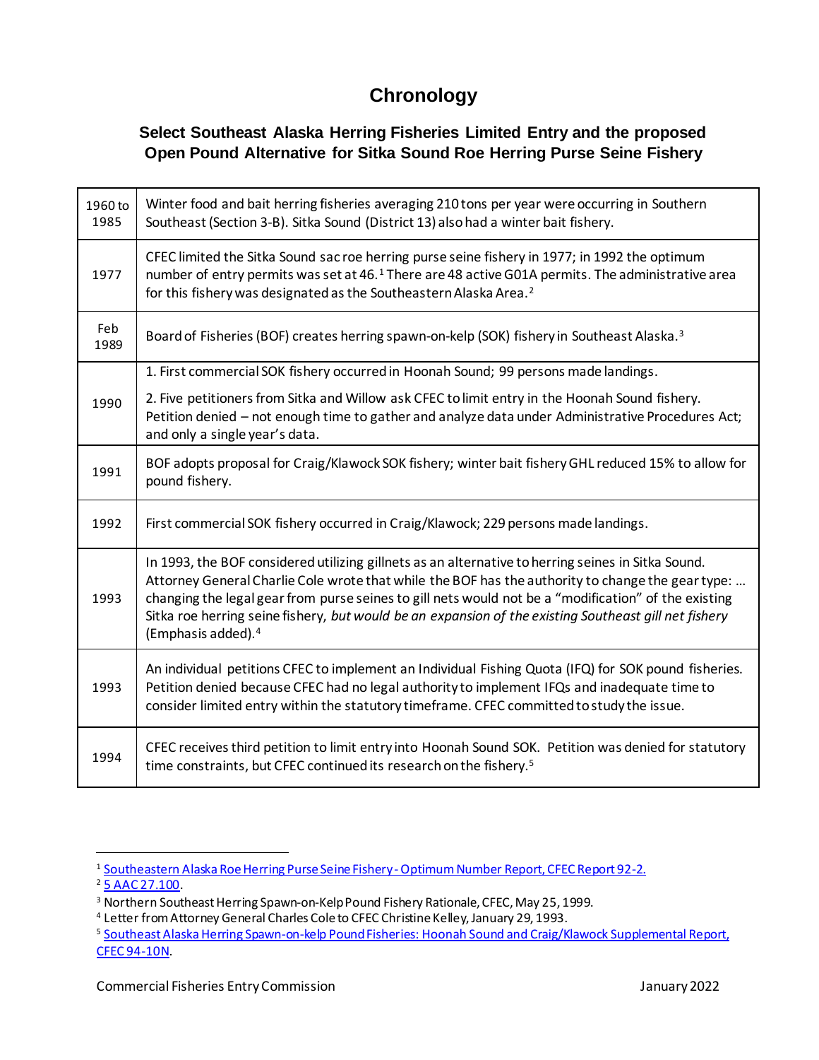# Chronology

## Select Southeast Alaska Herring Fisheries Limited Entry and the proposed Open Pound Alternative for Sitka Sound Roe Herring Purse Seine Fishery

| | |
|---|---|
| 1960 to 1985 | Winter food and bait herring fisheries averaging 210 tons per year were occurring in Southern Southeast (Section 3-B). Sitka Sound (District 13) also had a winter bait fishery. |
| 1977 | CFEC limited the Sitka Sound sac roe herring purse seine fishery in 1977; in 1992 the optimum number of entry permits was set at 46.[1] There are 48 active G01A permits. The administrative area for this fishery was designated as the Southeastern Alaska Area.[2] |
| Feb 1989 | Board of Fisheries (BOF) creates herring spawn-on-kelp (SOK) fishery in Southeast Alaska.[3] |
| 1990 | 1. First commercial SOK fishery occurred in Hoonah Sound; 99 persons made landings.<br><br>2. Five petitioners from Sitka and Willow ask CFEC to limit entry in the Hoonah Sound fishery. Petition denied – not enough time to gather and analyze data under Administrative Procedures Act; and only a single year's data. |
| 1991 | BOF adopts proposal for Craig/Klawock SOK fishery; winter bait fishery GHL reduced 15% to allow for pound fishery. |
| 1992 | First commercial SOK fishery occurred in Craig/Klawock; 229 persons made landings. |
| 1993 | In 1993, the BOF considered utilizing gillnets as an alternative to herring seines in Sitka Sound. Attorney General Charlie Cole wrote that while the BOF has the authority to change the gear type: … changing the legal gear from purse seines to gill nets would not be a "modification" of the existing Sitka roe herring seine fishery, *but would be an expansion of the existing Southeast gill net fishery* (Emphasis added).[4] |
| 1993 | An individual petitions CFEC to implement an Individual Fishing Quota (IFQ) for SOK pound fisheries. Petition denied because CFEC had no legal authority to implement IFQs and inadequate time to consider limited entry within the statutory timeframe. CFEC committed to study the issue. |
| 1994 | CFEC receives third petition to limit entry into Hoonah Sound SOK. Petition was denied for statutory time constraints, but CFEC continued its research on the fishery.[5] |

[1] Southeastern Alaska Roe Herring Purse Seine Fishery - Optimum Number Report, CFEC Report 92-2.
[2] 5 AAC 27.100.
[3] Northern Southeast Herring Spawn-on-Kelp Pound Fishery Rationale, CFEC, May 25, 1999.
[4] Letter from Attorney General Charles Cole to CFEC Christine Kelley, January 29, 1993.
[5] Southeast Alaska Herring Spawn-on-kelp Pound Fisheries: Hoonah Sound and Craig/Klawock Supplemental Report, CFEC 94-10N.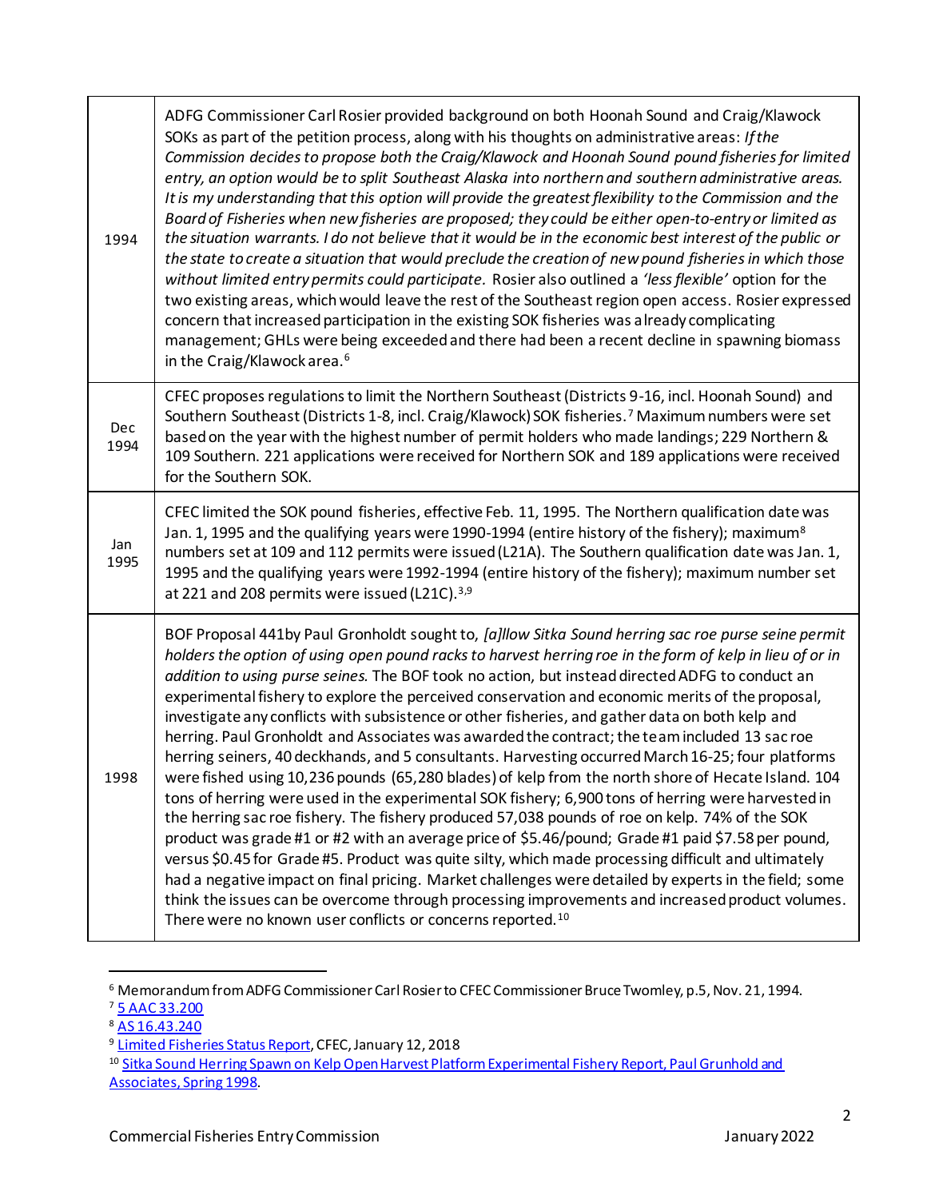| | |
|---|---|
| 1994 | ADFG Commissioner Carl Rosier provided background on both Hoonah Sound and Craig/Klawock SOKs as part of the petition process, along with his thoughts on administrative areas: *If the Commission decides to propose both the Craig/Klawock and Hoonah Sound pound fisheries for limited entry, an option would be to split Southeast Alaska into northern and southern administrative areas. It is my understanding that this option will provide the greatest flexibility to the Commission and the Board of Fisheries when new fisheries are proposed; they could be either open-to-entry or limited as the situation warrants. I do not believe that it would be in the economic best interest of the public or the state to create a situation that would preclude the creation of new pound fisheries in which those without limited entry permits could participate.* Rosier also outlined a *'less flexible'* option for the two existing areas, which would leave the rest of the Southeast region open access. Rosier expressed concern that increased participation in the existing SOK fisheries was already complicating management; GHLs were being exceeded and there had been a recent decline in spawning biomass in the Craig/Klawock area.[6] |
| Dec 1994 | CFEC proposes regulations to limit the Northern Southeast (Districts 9-16, incl. Hoonah Sound) and Southern Southeast (Districts 1-8, incl. Craig/Klawock) SOK fisheries.[7] Maximum numbers were set based on the year with the highest number of permit holders who made landings; 229 Northern & 109 Southern. 221 applications were received for Northern SOK and 189 applications were received for the Southern SOK. |
| Jan 1995 | CFEC limited the SOK pound fisheries, effective Feb. 11, 1995. The Northern qualification date was Jan. 1, 1995 and the qualifying years were 1990-1994 (entire history of the fishery); maximum[8] numbers set at 109 and 112 permits were issued (L21A). The Southern qualification date was Jan. 1, 1995 and the qualifying years were 1992-1994 (entire history of the fishery); maximum number set at 221 and 208 permits were issued (L21C).[3,9] |
| 1998 | BOF Proposal 441by Paul Gronholdt sought to, *[a]llow Sitka Sound herring sac roe purse seine permit holders the option of using open pound racks to harvest herring roe in the form of kelp in lieu of or in addition to using purse seines.* The BOF took no action, but instead directed ADFG to conduct an experimental fishery to explore the perceived conservation and economic merits of the proposal, investigate any conflicts with subsistence or other fisheries, and gather data on both kelp and herring. Paul Gronholdt and Associates was awarded the contract; the team included 13 sac roe herring seiners, 40 deckhands, and 5 consultants. Harvesting occurred March 16-25; four platforms were fished using 10,236 pounds (65,280 blades) of kelp from the north shore of Hecate Island. 104 tons of herring were used in the experimental SOK fishery; 6,900 tons of herring were harvested in the herring sac roe fishery. The fishery produced 57,038 pounds of roe on kelp. 74% of the SOK product was grade #1 or #2 with an average price of $5.46/pound; Grade #1 paid $7.58 per pound, versus $0.45 for Grade #5. Product was quite silty, which made processing difficult and ultimately had a negative impact on final pricing. Market challenges were detailed by experts in the field; some think the issues can be overcome through processing improvements and increased product volumes. There were no known user conflicts or concerns reported.[10] |

[6] Memorandum from ADFG Commissioner Carl Rosier to CFEC Commissioner Bruce Twomley, p.5, Nov. 21, 1994.

[7] 5 AAC 33.200

[8] AS 16.43.240

[9] Limited Fisheries Status Report, CFEC, January 12, 2018

[10] Sitka Sound Herring Spawn on Kelp Open Harvest Platform Experimental Fishery Report, Paul Grunhold and Associates, Spring 1998.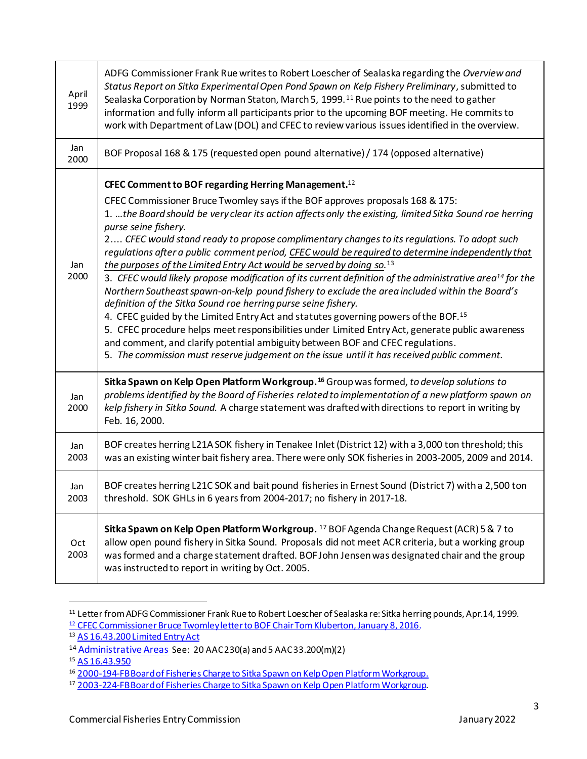| | |
|---|---|
| April 1999 | ADFG Commissioner Frank Rue writes to Robert Loescher of Sealaska regarding the *Overview and Status Report on Sitka Experimental Open Pond Spawn on Kelp Fishery Preliminary*, submitted to Sealaska Corporation by Norman Staton, March 5, 1999.[11] Rue points to the need to gather information and fully inform all participants prior to the upcoming BOF meeting. He commits to work with Department of Law (DOL) and CFEC to review various issues identified in the overview. |
| Jan 2000 | BOF Proposal 168 & 175 (requested open pound alternative) / 174 (opposed alternative) |
| Jan 2000 | **CFEC Comment to BOF regarding Herring Management.**[12]<br>CFEC Commissioner Bruce Twomley says if the BOF approves proposals 168 & 175:<br>1. …*the Board should be very clear its action affects only the existing, limited Sitka Sound roe herring purse seine fishery.*<br>2…. *CFEC would stand ready to propose complimentary changes to its regulations. To adopt such regulations after a public comment period, <u>CFEC would be required to determine independently that the purposes of the Limited Entry Act would be served by doing so.</u>*[13]<br>3. *CFEC would likely propose modification of its current definition of the administrative area*[14] *for the Northern Southeast spawn-on-kelp pound fishery to exclude the area included within the Board's definition of the Sitka Sound roe herring purse seine fishery.*<br>4. CFEC guided by the Limited Entry Act and statutes governing powers of the BOF.[15]<br>5. CFEC procedure helps meet responsibilities under Limited Entry Act, generate public awareness and comment, and clarify potential ambiguity between BOF and CFEC regulations.<br>5. *The commission must reserve judgement on the issue until it has received public comment.* |
| Jan 2000 | **Sitka Spawn on Kelp Open Platform Workgroup.**[16] Group was formed, *to develop solutions to problems identified by the Board of Fisheries related to implementation of a new platform spawn on kelp fishery in Sitka Sound.* A charge statement was drafted with directions to report in writing by Feb. 16, 2000. |
| Jan 2003 | BOF creates herring L21A SOK fishery in Tenakee Inlet (District 12) with a 3,000 ton threshold; this was an existing winter bait fishery area. There were only SOK fisheries in 2003-2005, 2009 and 2014. |
| Jan 2003 | BOF creates herring L21C SOK and bait pound fisheries in Ernest Sound (District 7) with a 2,500 ton threshold. SOK GHLs in 6 years from 2004-2017; no fishery in 2017-18. |
| Oct 2003 | **Sitka Spawn on Kelp Open Platform Workgroup.** [17] BOF Agenda Change Request (ACR) 5 & 7 to allow open pound fishery in Sitka Sound. Proposals did not meet ACR criteria, but a working group was formed and a charge statement drafted. BOF John Jensen was designated chair and the group was instructed to report in writing by Oct. 2005. |

[11] Letter from ADFG Commissioner Frank Rue to Robert Loescher of Sealaska re: Sitka herring pounds, Apr.14, 1999.
[12] CFEC Commissioner Bruce Twomley letter to BOF Chair Tom Kluberton, January 8, 2016.
[13] AS 16.43.200 Limited Entry Act
[14] Administrative Areas See: 20 AAC230(a) and 5 AAC33.200(m)(2)
[15] AS 16.43.950
[16] 2000-194-FB Board of Fisheries Charge to Sitka Spawn on Kelp Open Platform Workgroup.
[17] 2003-224-FB Board of Fisheries Charge to Sitka Spawn on Kelp Open Platform Workgroup.

Commercial Fisheries Entry Commission January 2022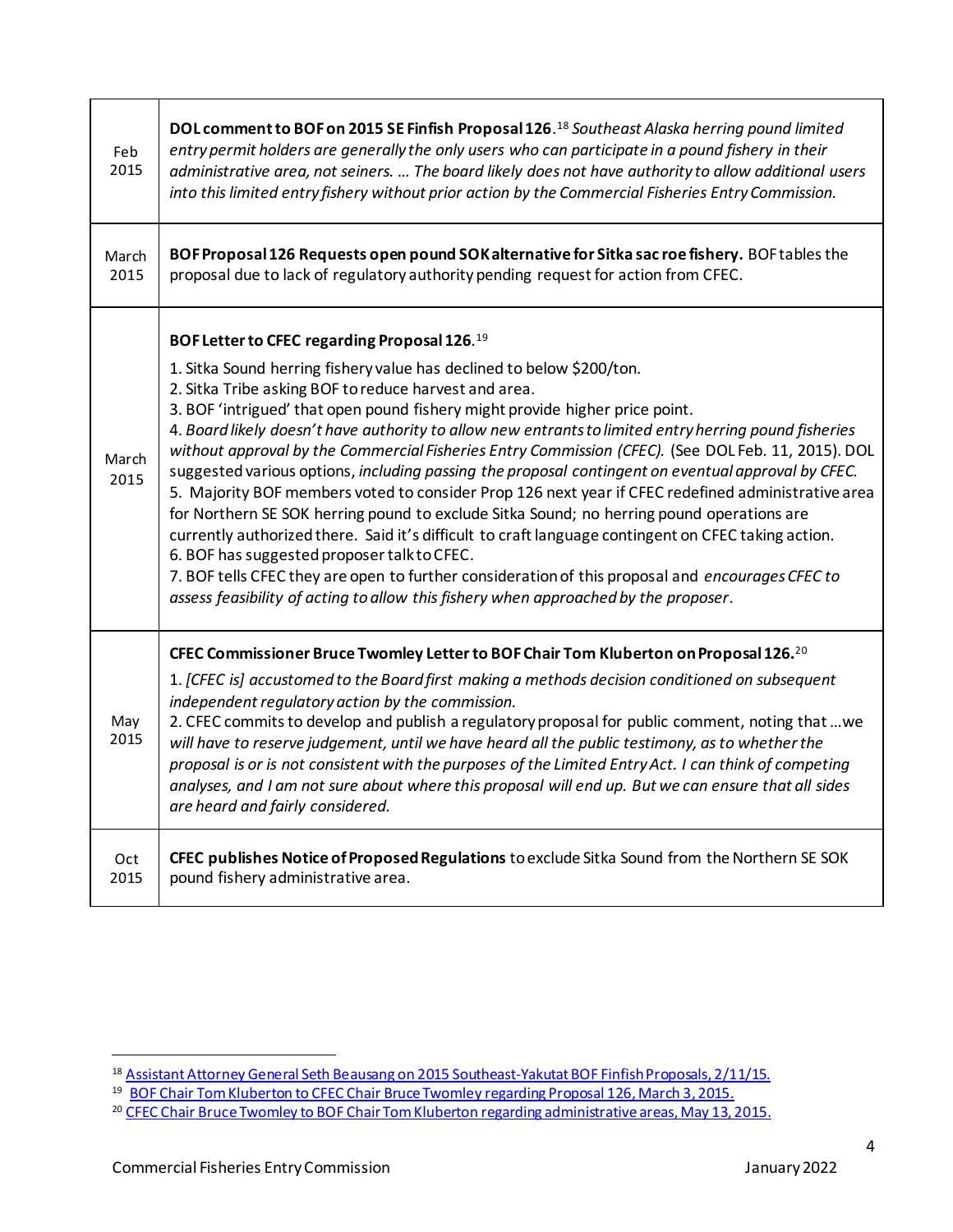| | |
|---|---|
| Feb 2015 | **DOL comment to BOF on 2015 SE Finfish Proposal 126**.[18] *Southeast Alaska herring pound limited entry permit holders are generally the only users who can participate in a pound fishery in their administrative area, not seiners. … The board likely does not have authority to allow additional users into this limited entry fishery without prior action by the Commercial Fisheries Entry Commission.* |
| March 2015 | **BOF Proposal 126 Requests open pound SOK alternative for Sitka sac roe fishery.** BOF tables the proposal due to lack of regulatory authority pending request for action from CFEC. |
| March 2015 | **BOF Letter to CFEC regarding Proposal 126**.[19]<br>1. Sitka Sound herring fishery value has declined to below $200/ton.<br>2. Sitka Tribe asking BOF to reduce harvest and area.<br>3. BOF 'intrigued' that open pound fishery might provide higher price point.<br>4. *Board likely doesn't have authority to allow new entrants to limited entry herring pound fisheries without approval by the Commercial Fisheries Entry Commission (CFEC).* (See DOL Feb. 11, 2015). DOL suggested various options, *including passing the proposal contingent on eventual approval by CFEC.*<br>5. Majority BOF members voted to consider Prop 126 next year if CFEC redefined administrative area for Northern SE SOK herring pound to exclude Sitka Sound; no herring pound operations are currently authorized there. Said it's difficult to craft language contingent on CFEC taking action.<br>6. BOF has suggested proposer talk to CFEC.<br>7. BOF tells CFEC they are open to further consideration of this proposal and *encourages CFEC to assess feasibility of acting to allow this fishery when approached by the proposer*. |
| May 2015 | **CFEC Commissioner Bruce Twomley Letter to BOF Chair Tom Kluberton on Proposal 126.**[20]<br>1. *[CFEC is] accustomed to the Board first making a methods decision conditioned on subsequent independent regulatory action by the commission.*<br>2. CFEC commits to develop and publish a regulatory proposal for public comment, noting that …*we will have to reserve judgement, until we have heard all the public testimony, as to whether the proposal is or is not consistent with the purposes of the Limited Entry Act. I can think of competing analyses, and I am not sure about where this proposal will end up. But we can ensure that all sides are heard and fairly considered.* |
| Oct 2015 | **CFEC publishes Notice of Proposed Regulations** to exclude Sitka Sound from the Northern SE SOK pound fishery administrative area. |

[18] Assistant Attorney General Seth Beausang on 2015 Southeast-Yakutat BOF Finfish Proposals, 2/11/15.

[19] BOF Chair Tom Kluberton to CFEC Chair Bruce Twomley regarding Proposal 126, March 3, 2015.

[20] CFEC Chair Bruce Twomley to BOF Chair Tom Kluberton regarding administrative areas, May 13, 2015.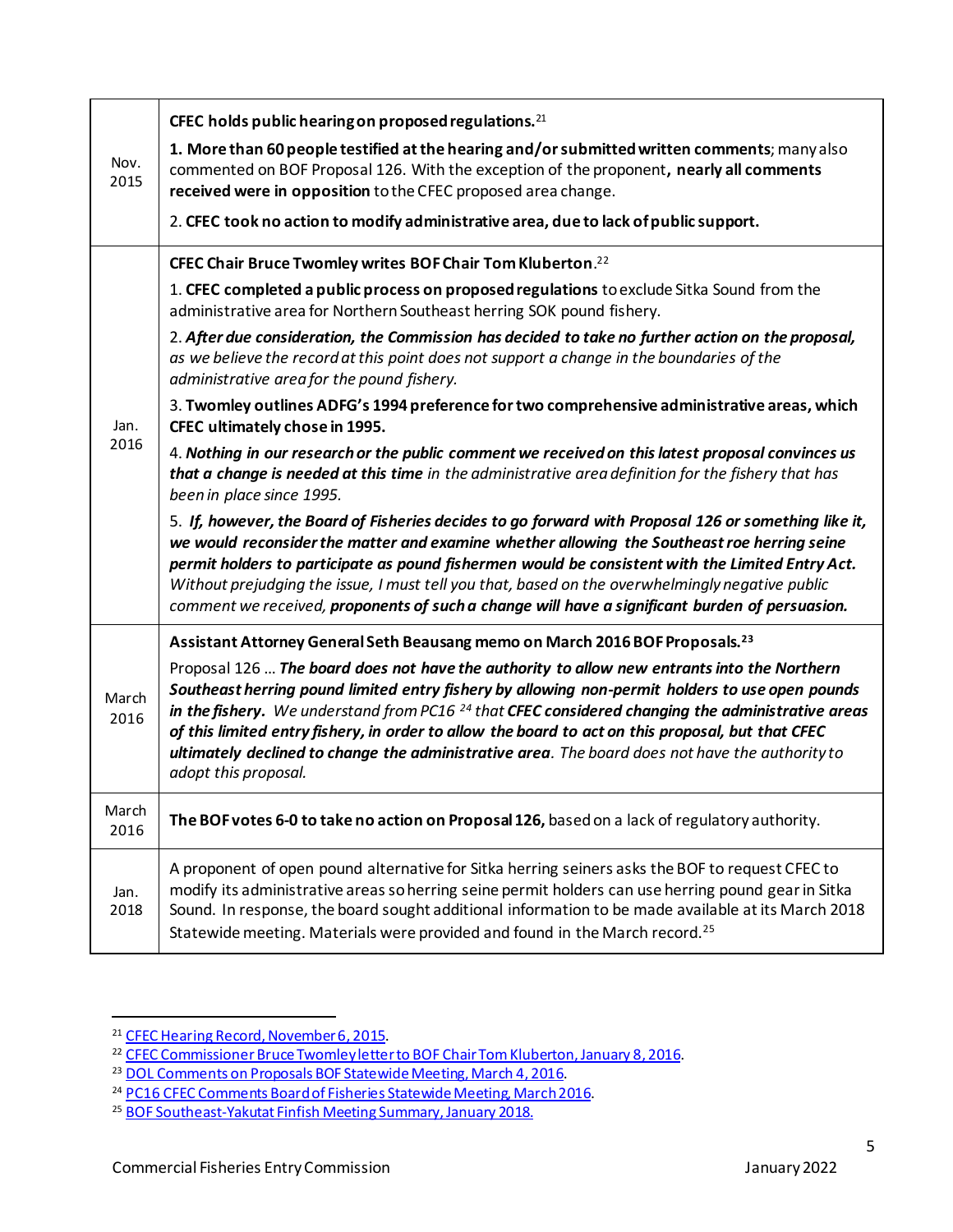| | |
|---|---|
| Nov. 2015 | **CFEC holds public hearing on proposed regulations.**[21]<br><br>**1. More than 60 people testified at the hearing and/or submitted written comments**; many also commented on BOF Proposal 126. With the exception of the proponent**, nearly all comments received were in opposition** to the CFEC proposed area change.<br><br>2. **CFEC took no action to modify administrative area, due to lack of public support.** |
| Jan. 2016 | **CFEC Chair Bruce Twomley writes BOF Chair Tom Kluberton**.[22]<br><br>1. **CFEC completed a public process on proposed regulations** to exclude Sitka Sound from the administrative area for Northern Southeast herring SOK pound fishery.<br><br>2. ***After due consideration, the Commission has decided to take no further action on the proposal,*** *as we believe the record at this point does not support a change in the boundaries of the administrative area for the pound fishery.*<br><br>3. **Twomley outlines ADFG's 1994 preference for two comprehensive administrative areas, which CFEC ultimately chose in 1995.**<br><br>4. ***Nothing in our research or the public comment we received on this latest proposal convinces us that a change is needed at this time*** *in the administrative area definition for the fishery that has been in place since 1995.*<br><br>5. ***If, however, the Board of Fisheries decides to go forward with Proposal 126 or something like it, we would reconsider the matter and examine whether allowing the Southeast roe herring seine permit holders to participate as pound fishermen would be consistent with the Limited Entry Act.*** *Without prejudging the issue, I must tell you that, based on the overwhelmingly negative public comment we received,* ***proponents of such a change will have a significant burden of persuasion.*** |
| March 2016 | **Assistant Attorney General Seth Beausang memo on March 2016 BOF Proposals.**[23]<br><br>Proposal 126 … ***The board does not have the authority to allow new entrants into the Northern Southeast herring pound limited entry fishery by allowing non-permit holders to use open pounds in the fishery.*** *We understand from PC16* [24] *that* ***CFEC considered changing the administrative areas of this limited entry fishery, in order to allow the board to act on this proposal, but that CFEC ultimately declined to change the administrative area****. The board does not have the authority to adopt this proposal.* |
| March 2016 | **The BOF votes 6-0 to take no action on Proposal 126,** based on a lack of regulatory authority. |
| Jan. 2018 | A proponent of open pound alternative for Sitka herring seiners asks the BOF to request CFEC to modify its administrative areas so herring seine permit holders can use herring pound gear in Sitka Sound. In response, the board sought additional information to be made available at its March 2018 Statewide meeting. Materials were provided and found in the March record.[25] |

[21] CFEC Hearing Record, November 6, 2015.
[22] CFEC Commissioner Bruce Twomley letter to BOF Chair Tom Kluberton, January 8, 2016.
[23] DOL Comments on Proposals BOF Statewide Meeting, March 4, 2016.
[24] PC16 CFEC Comments Board of Fisheries Statewide Meeting, March 2016.
[25] BOF Southeast-Yakutat Finfish Meeting Summary, January 2018.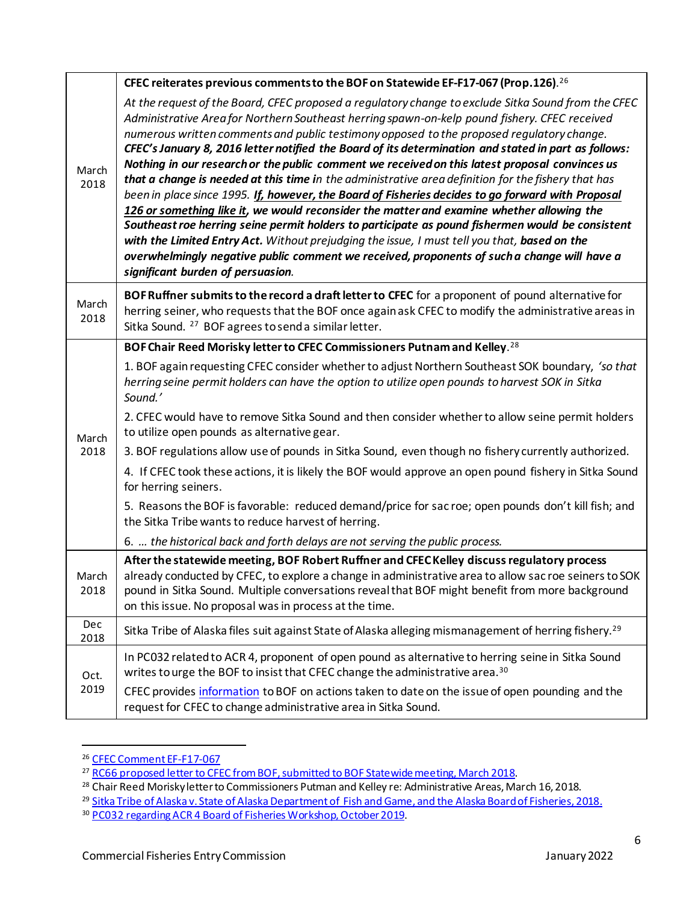| | |
|---|---|
| March 2018 | **CFEC reiterates previous comments to the BOF on Statewide EF-F17-067 (Prop.126).**[26]<br><br>*At the request of the Board, CFEC proposed a regulatory change to exclude Sitka Sound from the CFEC Administrative Area for Northern Southeast herring spawn-on-kelp pound fishery. CFEC received numerous written comments and public testimony opposed to the proposed regulatory change.* ***CFEC's January 8, 2016 letter notified the Board of its determination and stated in part as follows: Nothing in our research or the public comment we received on this latest proposal convinces us that a change is needed at this time i****n the administrative area definition for the fishery that has been in place since 1995.* ***<u>If, however, the Board of Fisheries decides to go forward with Proposal 126 or something like it</u>, we would reconsider the matter and examine whether allowing the Southeast roe herring seine permit holders to participate as pound fishermen would be consistent with the Limited Entry Act.*** *Without prejudging the issue, I must tell you that,* ***based on the overwhelmingly negative public comment we received, proponents of such a change will have a significant burden of persuasion****.* |
| March 2018 | **BOF Ruffner submits to the record a draft letter to CFEC** for a proponent of pound alternative for herring seiner, who requests that the BOF once again ask CFEC to modify the administrative areas in Sitka Sound. [27] BOF agrees to send a similar letter. |
| March 2018 | **BOF Chair Reed Morisky letter to CFEC Commissioners Putnam and Kelley.**[28]<br><br>1. BOF again requesting CFEC consider whether to adjust Northern Southeast SOK boundary, *'so that herring seine permit holders can have the option to utilize open pounds to harvest SOK in Sitka Sound.'*<br><br>2. CFEC would have to remove Sitka Sound and then consider whether to allow seine permit holders to utilize open pounds as alternative gear.<br><br>3. BOF regulations allow use of pounds in Sitka Sound, even though no fishery currently authorized.<br><br>4. If CFEC took these actions, it is likely the BOF would approve an open pound fishery in Sitka Sound for herring seiners.<br><br>5. Reasons the BOF is favorable: reduced demand/price for sac roe; open pounds don't kill fish; and the Sitka Tribe wants to reduce harvest of herring.<br><br>6. *… the historical back and forth delays are not serving the public process.* |
| March 2018 | **After the statewide meeting, BOF Robert Ruffner and CFEC Kelley discuss regulatory process** already conducted by CFEC, to explore a change in administrative area to allow sac roe seiners to SOK pound in Sitka Sound. Multiple conversations reveal that BOF might benefit from more background on this issue. No proposal was in process at the time. |
| Dec 2018 | Sitka Tribe of Alaska files suit against State of Alaska alleging mismanagement of herring fishery.[29] |
| Oct. 2019 | In PC032 related to ACR 4, proponent of open pound as alternative to herring seine in Sitka Sound writes to urge the BOF to insist that CFEC change the administrative area.[30]<br><br>CFEC provides information to BOF on actions taken to date on the issue of open pounding and the request for CFEC to change administrative area in Sitka Sound. |

[26] CFEC Comment EF-F17-067

[27] RC66 proposed letter to CFEC from BOF, submitted to BOF Statewide meeting, March 2018.

[28] Chair Reed Morisky letter to Commissioners Putman and Kelley re: Administrative Areas, March 16, 2018.

[29] Sitka Tribe of Alaska v. State of Alaska Department of Fish and Game, and the Alaska Board of Fisheries, 2018.

[30] PC032 regarding ACR 4 Board of Fisheries Workshop, October 2019.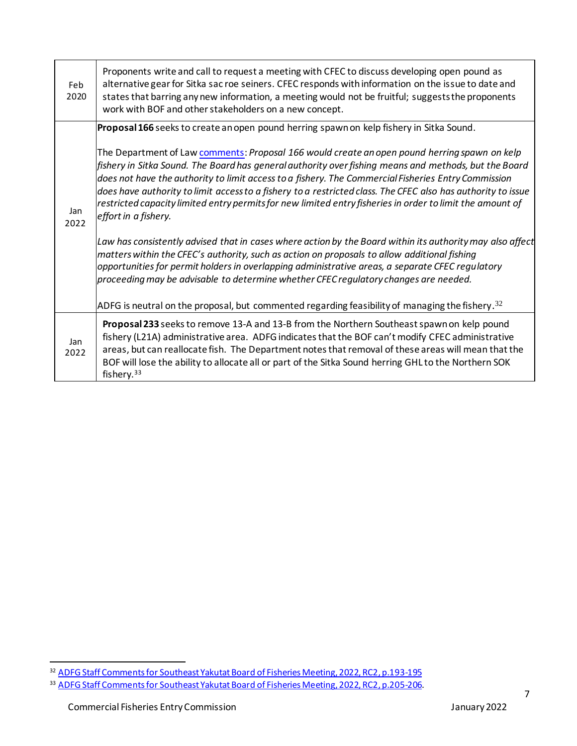| | |
|---|---|
| Feb 2020 | Proponents write and call to request a meeting with CFEC to discuss developing open pound as alternative gear for Sitka sac roe seiners. CFEC responds with information on the issue to date and states that barring any new information, a meeting would not be fruitful; suggests the proponents work with BOF and other stakeholders on a new concept. |
| Jan 2022 | **Proposal 166** seeks to create an open pound herring spawn on kelp fishery in Sitka Sound.<br><br>The Department of Law [comments](): *Proposal 166 would create an open pound herring spawn on kelp fishery in Sitka Sound. The Board has general authority over fishing means and methods, but the Board does not have the authority to limit access to a fishery. The Commercial Fisheries Entry Commission does have authority to limit access to a fishery to a restricted class. The CFEC also has authority to issue restricted capacity limited entry permits for new limited entry fisheries in order to limit the amount of effort in a fishery.*<br><br>*Law has consistently advised that in cases where action by the Board within its authority may also affect matters within the CFEC's authority, such as action on proposals to allow additional fishing opportunities for permit holders in overlapping administrative areas, a separate CFEC regulatory proceeding may be advisable to determine whether CFEC regulatory changes are needed.*<br><br>ADFG is neutral on the proposal, but commented regarding feasibility of managing the fishery.[32] |
| Jan 2022 | **Proposal 233** seeks to remove 13-A and 13-B from the Northern Southeast spawn on kelp pound fishery (L21A) administrative area. ADFG indicates that the BOF can't modify CFEC administrative areas, but can reallocate fish. The Department notes that removal of these areas will mean that the BOF will lose the ability to allocate all or part of the Sitka Sound herring GHL to the Northern SOK fishery.[33] |

[32] ADFG Staff Comments for Southeast Yakutat Board of Fisheries Meeting, 2022, RC2, p.193-195

[33] ADFG Staff Comments for Southeast Yakutat Board of Fisheries Meeting, 2022, RC2, p.205-206.